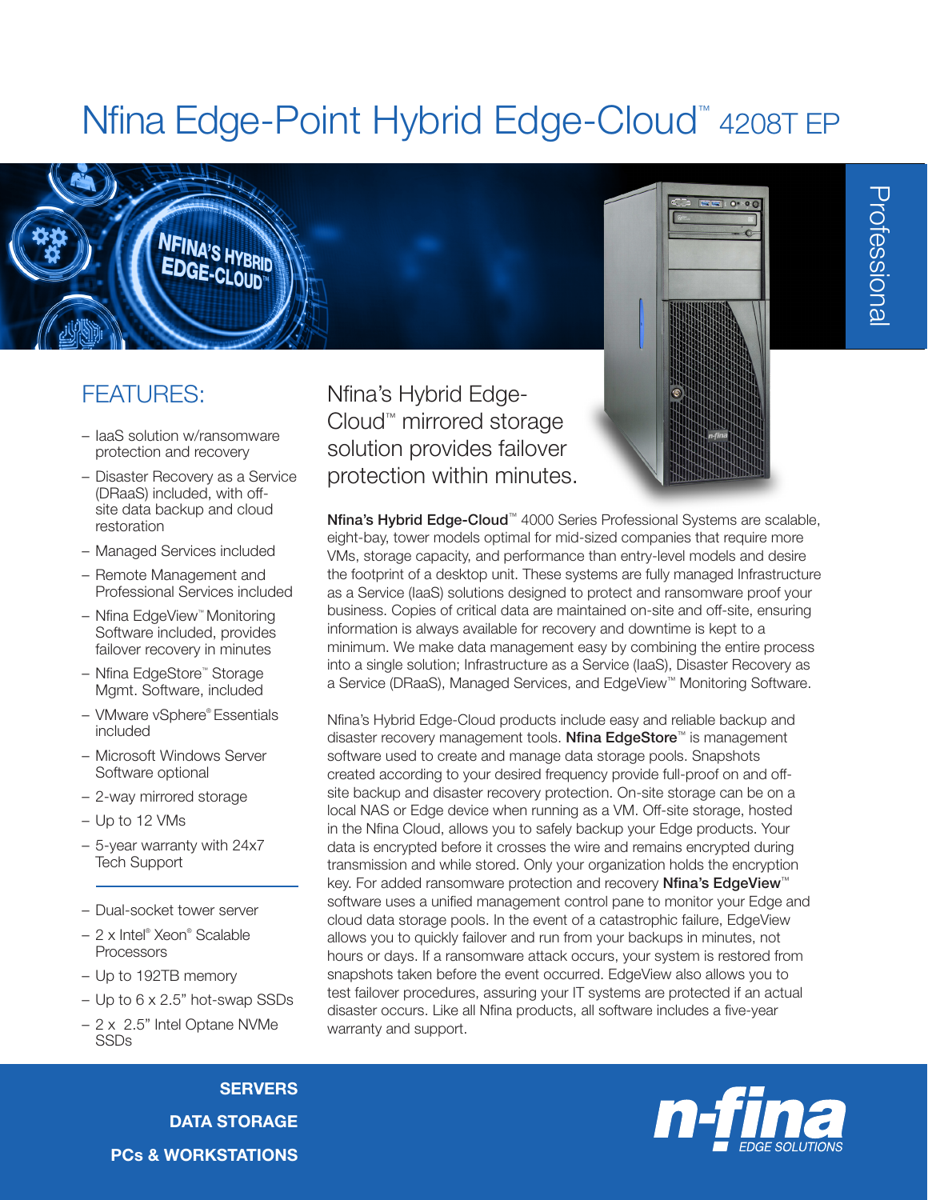# Nfina Edge-Point Hybrid Edge-Cloud™ 4208T EP

Professional

## FEATURES:

- IaaS solution w/ransomware protection and recovery
- Disaster Recovery as a Service (DRaaS) included, with off-site data backup and cloud restoration
- Managed Services included
- Remote Management and Professional Services included
- Nfina EdgeView™ Monitoring Software included, provides failover recovery in minutes
- Nfina EdgeStore™ Storage Mgmt. Software, included
- VMware vSphere® Essentials included
- Microsoft Windows Server Software optional
- 2-way mirrored storage
- Up to 12 VMs
- 5-year warranty with 24x7 Tech Support

---

- Dual-socket tower server
- 2 x Intel® Xeon® Scalable Processors
- Up to 192TB memory
- Up to 6 x 2.5" hot-swap SSDs
- 2 x 2.5" Intel Optane NVMe SSDs

## Nfina's Hybrid Edge-Cloud™ mirrored storage solution provides failover protection within minutes.

**Nfina's Hybrid Edge-Cloud**™ 4000 Series Professional Systems are scalable, eight-bay, tower models optimal for mid-sized companies that require more VMs, storage capacity, and performance than entry-level models and desire the footprint of a desktop unit. These systems are fully managed Infrastructure as a Service (IaaS) solutions designed to protect and ransomware proof your business. Copies of critical data are maintained on-site and off-site, ensuring information is always available for recovery and downtime is kept to a minimum. We make data management easy by combining the entire process into a single solution; Infrastructure as a Service (IaaS), Disaster Recovery as a Service (DRaaS), Managed Services, and EdgeView™ Monitoring Software.

Nfina's Hybrid Edge-Cloud products include easy and reliable backup and disaster recovery management tools. **Nfina EdgeStore**™ is management software used to create and manage data storage pools. Snapshots created according to your desired frequency provide full-proof on and off-site backup and disaster recovery protection. On-site storage can be on a local NAS or Edge device when running as a VM. Off-site storage, hosted in the Nfina Cloud, allows you to safely backup your Edge products. Your data is encrypted before it crosses the wire and remains encrypted during transmission and while stored. Only your organization holds the encryption key. For added ransomware protection and recovery **Nfina's EdgeView**™ software uses a unified management control pane to monitor your Edge and cloud data storage pools. In the event of a catastrophic failure, EdgeView allows you to quickly failover and run from your backups in minutes, not hours or days. If a ransomware attack occurs, your system is restored from snapshots taken before the event occurred. EdgeView also allows you to test failover procedures, assuring your IT systems are protected if an actual disaster occurs. Like all Nfina products, all software includes a five-year warranty and support.

**SERVERS**

**DATA STORAGE**

**PCs & WORKSTATIONS**

n-fina EDGE SOLUTIONS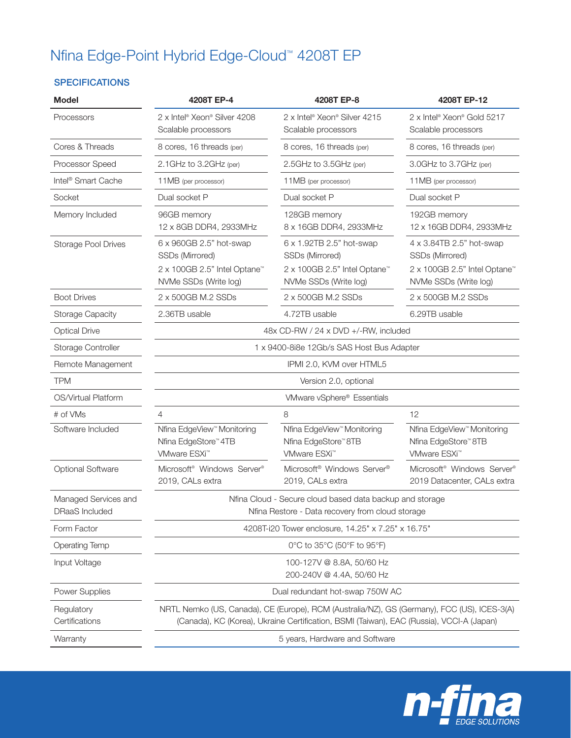# Nfina Edge-Point Hybrid Edge-Cloud™ 4208T EP

## SPECIFICATIONS

| Model | 4208T EP-4 | 4208T EP-8 | 4208T EP-12 |
|---|---|---|---|
| Processors | 2 x Intel® Xeon® Silver 4208 Scalable processors | 2 x Intel® Xeon® Silver 4215 Scalable processors | 2 x Intel® Xeon® Gold 5217 Scalable processors |
| Cores & Threads | 8 cores, 16 threads (per) | 8 cores, 16 threads (per) | 8 cores, 16 threads (per) |
| Processor Speed | 2.1GHz to 3.2GHz (per) | 2.5GHz to 3.5GHz (per) | 3.0GHz to 3.7GHz (per) |
| Intel® Smart Cache | 11MB (per processor) | 11MB (per processor) | 11MB (per processor) |
| Socket | Dual socket P | Dual socket P | Dual socket P |
| Memory Included | 96GB memory<br>12 x 8GB DDR4, 2933MHz | 128GB memory<br>8 x 16GB DDR4, 2933MHz | 192GB memory<br>12 x 16GB DDR4, 2933MHz |
| Storage Pool Drives | 6 x 960GB 2.5" hot-swap SSDs (Mirrored)<br>2 x 100GB 2.5" Intel Optane™ NVMe SSDs (Write log) | 6 x 1.92TB 2.5" hot-swap SSDs (Mirrored)<br>2 x 100GB 2.5" Intel Optane™ NVMe SSDs (Write log) | 4 x 3.84TB 2.5" hot-swap SSDs (Mirrored)<br>2 x 100GB 2.5" Intel Optane™ NVMe SSDs (Write log) |
| Boot Drives | 2 x 500GB M.2 SSDs | 2 x 500GB M.2 SSDs | 2 x 500GB M.2 SSDs |
| Storage Capacity | 2.36TB usable | 4.72TB usable | 6.29TB usable |
| Optical Drive | 48x CD-RW / 24 x DVD +/-RW, included | | |
| Storage Controller | 1 x 9400-8i8e 12Gb/s SAS Host Bus Adapter | | |
| Remote Management | IPMI 2.0, KVM over HTML5 | | |
| TPM | Version 2.0, optional | | |
| OS/Virtual Platform | VMware vSphere® Essentials | | |
| # of VMs | 4 | 8 | 12 |
| Software Included | Nfina EdgeView™ Monitoring<br>Nfina EdgeStore™ 4TB<br>VMware ESXi™ | Nfina EdgeView™ Monitoring<br>Nfina EdgeStore™ 8TB<br>VMware ESXi™ | Nfina EdgeView™ Monitoring<br>Nfina EdgeStore™ 8TB<br>VMware ESXi™ |
| Optional Software | Microsoft® Windows Server® 2019, CALs extra | Microsoft® Windows Server® 2019, CALs extra | Microsoft® Windows Server® 2019 Datacenter, CALs extra |
| Managed Services and DRaaS Included | Nfina Cloud - Secure cloud based data backup and storage<br>Nfina Restore - Data recovery from cloud storage | | |
| Form Factor | 4208T-i20 Tower enclosure, 14.25" x 7.25" x 16.75" | | |
| Operating Temp | 0°C to 35°C (50°F to 95°F) | | |
| Input Voltage | 100-127V @ 8.8A, 50/60 Hz<br>200-240V @ 4.4A, 50/60 Hz | | |
| Power Supplies | Dual redundant hot-swap 750W AC | | |
| Regulatory Certifications | NRTL Nemko (US, Canada), CE (Europe), RCM (Australia/NZ), GS (Germany), FCC (US), ICES-3(A) (Canada), KC (Korea), Ukraine Certification, BSMI (Taiwan), EAC (Russia), VCCI-A (Japan) | | |
| Warranty | 5 years, Hardware and Software | | |

n-fina EDGE SOLUTIONS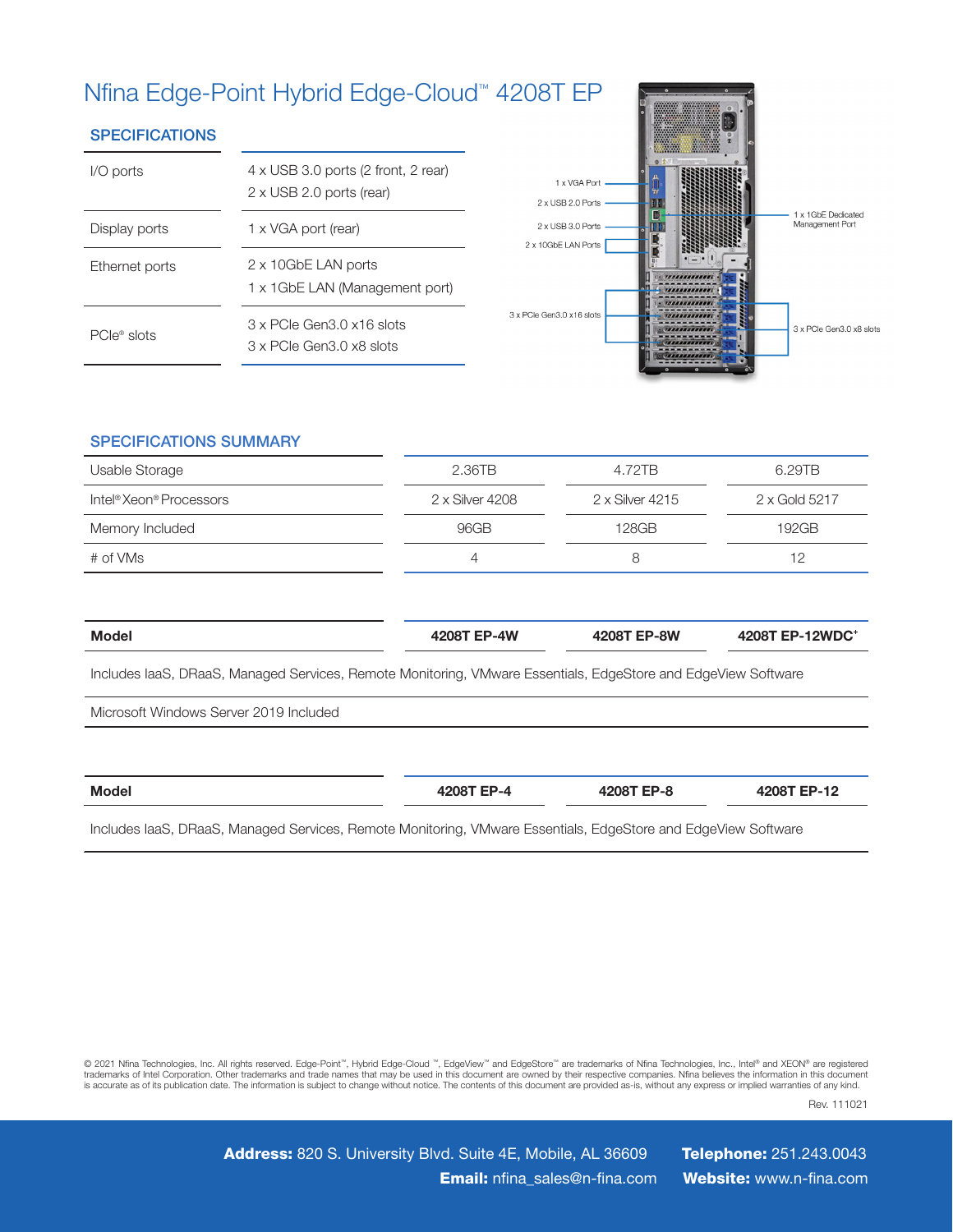# Nfina Edge-Point Hybrid Edge-Cloud™ 4208T EP

## SPECIFICATIONS

| | |
|---|---|
| I/O ports | 4 x USB 3.0 ports (2 front, 2 rear)<br>2 x USB 2.0 ports (rear) |
| Display ports | 1 x VGA port (rear) |
| Ethernet ports | 2 x 10GbE LAN ports<br>1 x 1GbE LAN (Management port) |
| PCIe® slots | 3 x PCIe Gen3.0 x16 slots<br>3 x PCIe Gen3.0 x8 slots |

1 x VGA Port
2 x USB 2.0 Ports
2 x USB 3.0 Ports
2 x 10GbE LAN Ports
3 x PCIe Gen3.0 x16 slots
1 x 1GbE Dedicated Management Port
3 x PCIe Gen3.0 x8 slots

## SPECIFICATIONS SUMMARY

| | | | |
|---|---|---|---|
| Usable Storage | 2.36TB | 4.72TB | 6.29TB |
| Intel® Xeon® Processors | 2 x Silver 4208 | 2 x Silver 4215 | 2 x Gold 5217 |
| Memory Included | 96GB | 128GB | 192GB |
| # of VMs | 4 | 8 | 12 |

| **Model** | **4208T EP-4W** | **4208T EP-8W** | **4208T EP-12WDC**[+] |
|---|---|---|---|
| Includes IaaS, DRaaS, Managed Services, Remote Monitoring, VMware Essentials, EdgeStore and EdgeView Software | | | |
| Microsoft Windows Server 2019 Included | | | |

| **Model** | **4208T EP-4** | **4208T EP-8** | **4208T EP-12** |
|---|---|---|---|
| Includes IaaS, DRaaS, Managed Services, Remote Monitoring, VMware Essentials, EdgeStore and EdgeView Software | | | |

© 2021 Nfina Technologies, Inc. All rights reserved. Edge-Point™, Hybrid Edge-Cloud ™, EdgeView™ and EdgeStore™ are trademarks of Nfina Technologies, Inc., Intel® and XEON® are registered trademarks of Intel Corporation. Other trademarks and trade names that may be used in this document are owned by their respective companies. Nfina believes the information in this document is accurate as of its publication date. The information is subject to change without notice. The contents of this document are provided as-is, without any express or implied warranties of any kind.

Rev. 111021

**Address:** 820 S. University Blvd. Suite 4E, Mobile, AL 36609
**Telephone:** 251.243.0043
**Email:** nfina_sales@n-fina.com
**Website:** www.n-fina.com